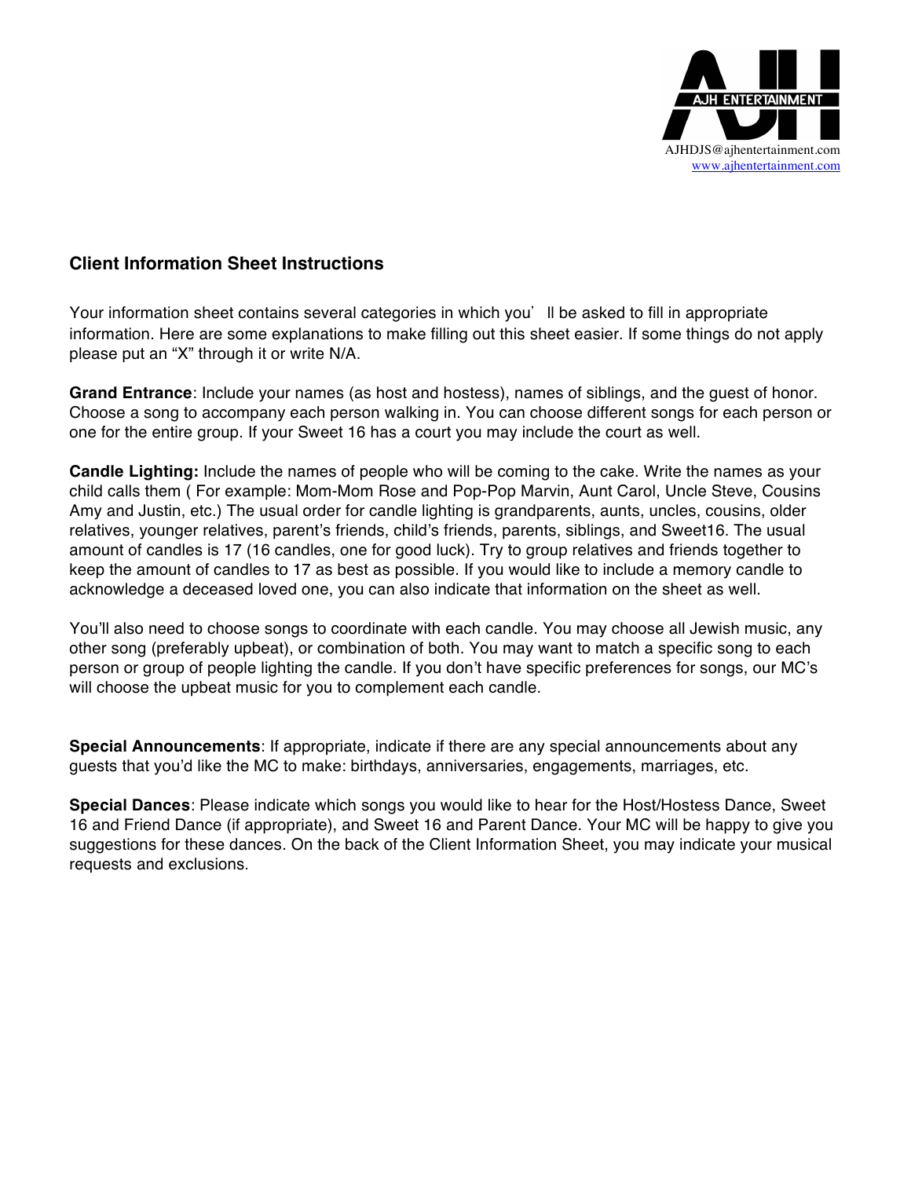AJH ENTERTAINMENT

AJHDJS@ajhentertainment.com
www.ajhentertainment.com

## Client Information Sheet Instructions

Your information sheet contains several categories in which you'll be asked to fill in appropriate information. Here are some explanations to make filling out this sheet easier. If some things do not apply please put an "X" through it or write N/A.

**Grand Entrance**: Include your names (as host and hostess), names of siblings, and the guest of honor. Choose a song to accompany each person walking in. You can choose different songs for each person or one for the entire group. If your Sweet 16 has a court you may include the court as well.

**Candle Lighting:** Include the names of people who will be coming to the cake. Write the names as your child calls them ( For example: Mom-Mom Rose and Pop-Pop Marvin, Aunt Carol, Uncle Steve, Cousins Amy and Justin, etc.) The usual order for candle lighting is grandparents, aunts, uncles, cousins, older relatives, younger relatives, parent's friends, child's friends, parents, siblings, and Sweet16. The usual amount of candles is 17 (16 candles, one for good luck). Try to group relatives and friends together to keep the amount of candles to 17 as best as possible. If you would like to include a memory candle to acknowledge a deceased loved one, you can also indicate that information on the sheet as well.

You'll also need to choose songs to coordinate with each candle. You may choose all Jewish music, any other song (preferably upbeat), or combination of both. You may want to match a specific song to each person or group of people lighting the candle. If you don't have specific preferences for songs, our MC's will choose the upbeat music for you to complement each candle.

**Special Announcements**: If appropriate, indicate if there are any special announcements about any guests that you'd like the MC to make: birthdays, anniversaries, engagements, marriages, etc.

**Special Dances**: Please indicate which songs you would like to hear for the Host/Hostess Dance, Sweet 16 and Friend Dance (if appropriate), and Sweet 16 and Parent Dance. Your MC will be happy to give you suggestions for these dances. On the back of the Client Information Sheet, you may indicate your musical requests and exclusions.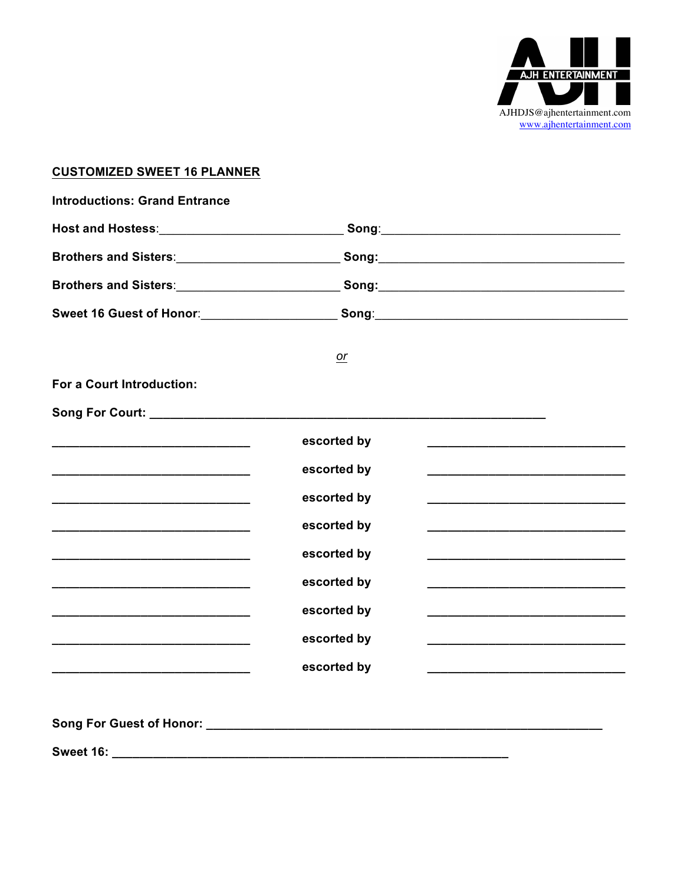AJH ENTERTAINMENT
AJHDJS@ajhentertainment.com
www.ajhentertainment.com

**CUSTOMIZED SWEET 16 PLANNER**

**Introductions: Grand Entrance**

**Host and Hostess**:___________________________ **Song**:___________________________________

**Brothers and Sisters**:________________________ **Song:**___________________________________

**Brothers and Sisters**:________________________ **Song:**___________________________________

**Sweet 16 Guest of Honor**:____________________ **Song**:_____________________________________

*or*

**For a Court Introduction:**

**Song For Court:** __________________________________________________________

_____________________________ **escorted by** _____________________________

_____________________________ **escorted by** _____________________________

_____________________________ **escorted by** _____________________________

_____________________________ **escorted by** _____________________________

_____________________________ **escorted by** _____________________________

_____________________________ **escorted by** _____________________________

_____________________________ **escorted by** _____________________________

_____________________________ **escorted by** _____________________________

_____________________________ **escorted by** _____________________________

**Song For Guest of Honor:** _________________________________________________________

**Sweet 16:** __________________________________________________________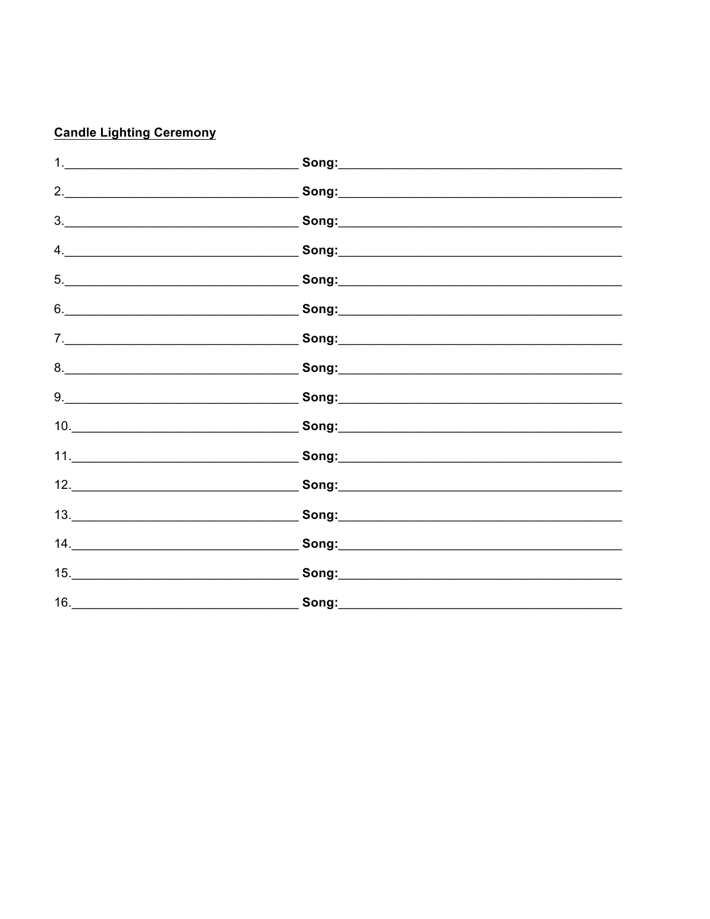**<u>Candle Lighting Ceremony</u>**

1.__________________________________ **Song:**_________________________________________

2.__________________________________ **Song:**_________________________________________

3.__________________________________ **Song:**_________________________________________

4.__________________________________ **Song:**_________________________________________

5.__________________________________ **Song:**_________________________________________

6.__________________________________ **Song:**_________________________________________

7.__________________________________ **Song:**_________________________________________

8.__________________________________ **Song:**_________________________________________

9.__________________________________ **Song:**_________________________________________

10._________________________________ **Song:**_________________________________________

11._________________________________ **Song:**_________________________________________

12._________________________________ **Song:**_________________________________________

13._________________________________ **Song:**_________________________________________

14._________________________________ **Song:**_________________________________________

15._________________________________ **Song:**_________________________________________

16._________________________________ **Song:**_________________________________________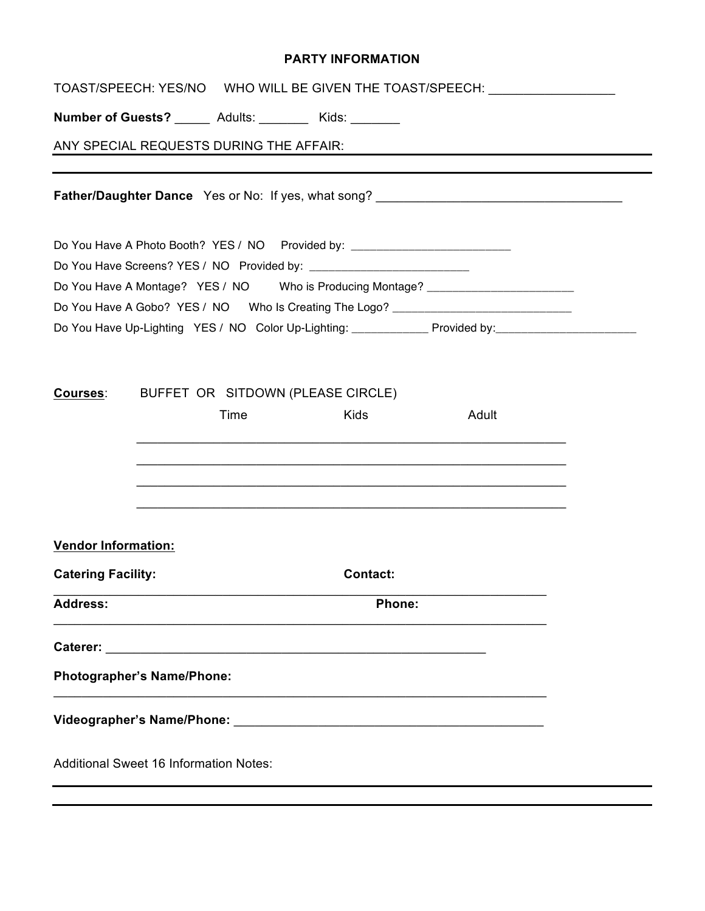# PARTY INFORMATION

TOAST/SPEECH: YES/NO WHO WILL BE GIVEN THE TOAST/SPEECH: _________________

**Number of Guests?** _____ Adults: _______ Kids: _______

ANY SPECIAL REQUESTS DURING THE AFFAIR:

---

---

**Father/Daughter Dance** Yes or No: If yes, what song? ___________________________________

Do You Have A Photo Booth? YES / NO Provided by: _________________________

Do You Have Screens? YES / NO Provided by: _________________________

Do You Have A Montage? YES / NO Who is Producing Montage? _______________________

Do You Have A Gobo? YES / NO Who Is Creating The Logo? ____________________________

Do You Have Up-Lighting YES / NO Color Up-Lighting: ____________ Provided by:______________________

**Courses**: BUFFET OR SITDOWN (PLEASE CIRCLE)

| Time | Kids | Adult |
|---|---|---|
| | | |
| | | |
| | | |
| | | |

**Vendor Information:**

**Catering Facility:** **Contact:**

______________________________________________________________________

**Address:** **Phone:**

______________________________________________________________________

**Caterer:** ________________________________________________________

**Photographer's Name/Phone:**

______________________________________________________________________

**Videographer's Name/Phone:** ______________________________________________

Additional Sweet 16 Information Notes:

---

---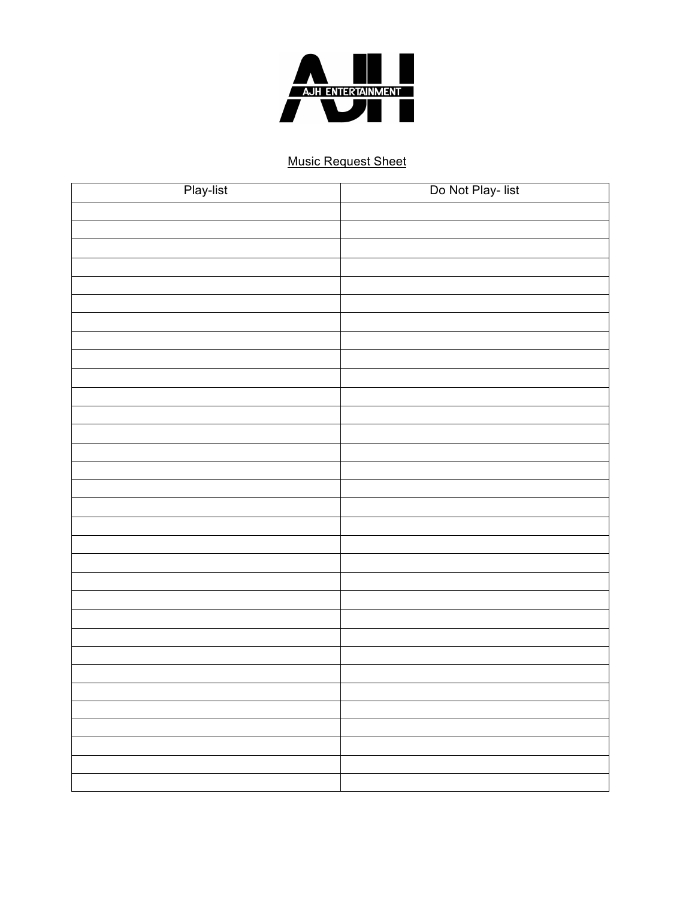AJH ENTERTAINMENT

<u>Music Request Sheet</u>

| Play-list | Do Not Play- list |
| --- | --- |
| | |
| | |
| | |
| | |
| | |
| | |
| | |
| | |
| | |
| | |
| | |
| | |
| | |
| | |
| | |
| | |
| | |
| | |
| | |
| | |
| | |
| | |
| | |
| | |
| | |
| | |
| | |
| | |
| | |
| | |
| | |
| | |